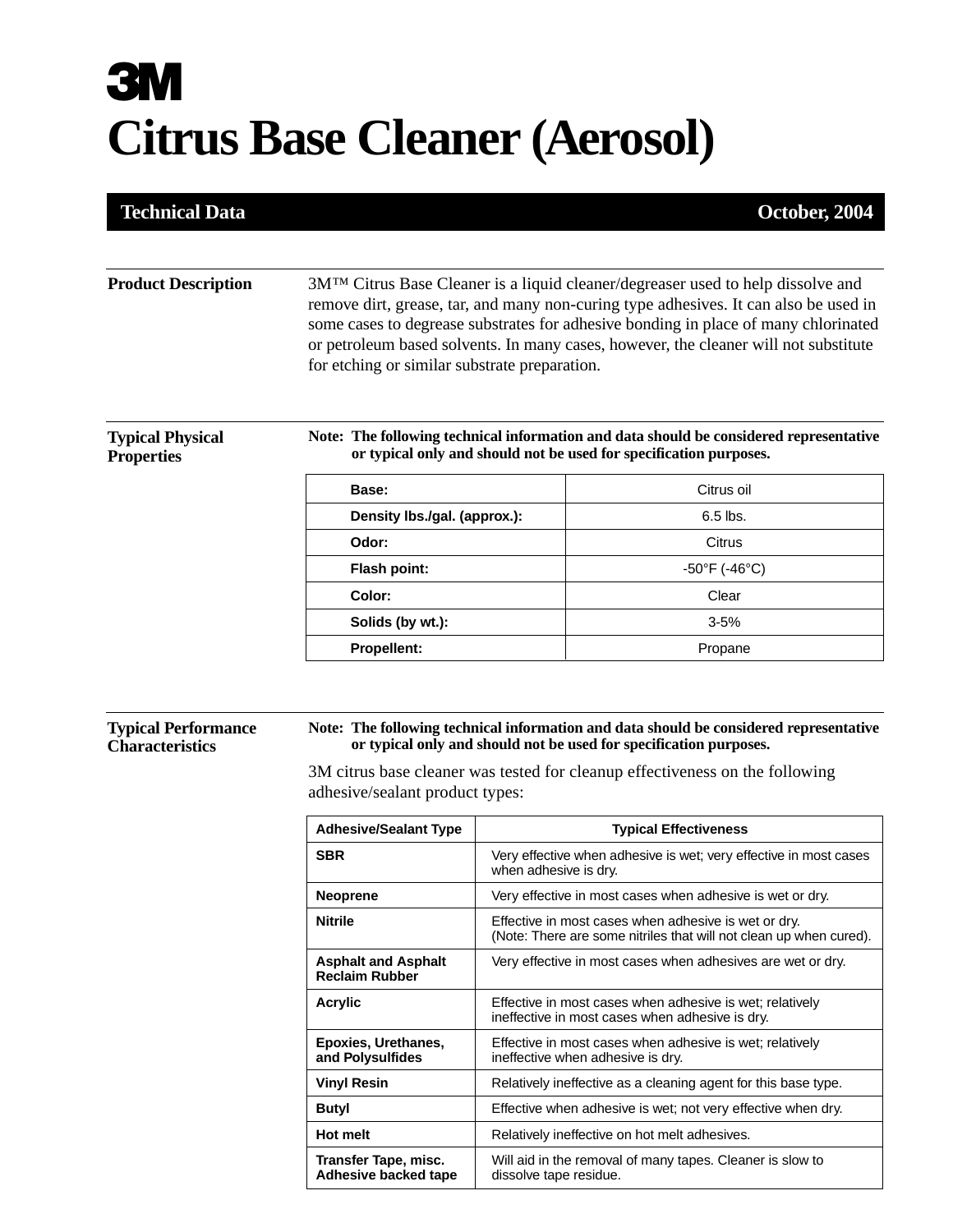3M

# Citrus Base Cleaner (Aerosol)

**Technical Data** — **October, 2004**

## Product Description

3M™ Citrus Base Cleaner is a liquid cleaner/degreaser used to help dissolve and remove dirt, grease, tar, and many non-curing type adhesives. It can also be used in some cases to degrease substrates for adhesive bonding in place of many chlorinated or petroleum based solvents. In many cases, however, the cleaner will not substitute for etching or similar substrate preparation.

## Typical Physical Properties

**Note: The following technical information and data should be considered representative or typical only and should not be used for specification purposes.**

| Property | Value |
|---|---|
| **Base:** | Citrus oil |
| **Density lbs./gal. (approx.):** | 6.5 lbs. |
| **Odor:** | Citrus |
| **Flash point:** | -50°F (-46°C) |
| **Color:** | Clear |
| **Solids (by wt.):** | 3-5% |
| **Propellent:** | Propane |

## Typical Performance Characteristics

**Note: The following technical information and data should be considered representative or typical only and should not be used for specification purposes.**

3M citrus base cleaner was tested for cleanup effectiveness on the following adhesive/sealant product types:

| Adhesive/Sealant Type | Typical Effectiveness |
|---|---|
| **SBR** | Very effective when adhesive is wet; very effective in most cases when adhesive is dry. |
| **Neoprene** | Very effective in most cases when adhesive is wet or dry. |
| **Nitrile** | Effective in most cases when adhesive is wet or dry. (Note: There are some nitriles that will not clean up when cured). |
| **Asphalt and Asphalt Reclaim Rubber** | Very effective in most cases when adhesives are wet or dry. |
| **Acrylic** | Effective in most cases when adhesive is wet; relatively ineffective in most cases when adhesive is dry. |
| **Epoxies, Urethanes, and Polysulfides** | Effective in most cases when adhesive is wet; relatively ineffective when adhesive is dry. |
| **Vinyl Resin** | Relatively ineffective as a cleaning agent for this base type. |
| **Butyl** | Effective when adhesive is wet; not very effective when dry. |
| **Hot melt** | Relatively ineffective on hot melt adhesives. |
| **Transfer Tape, misc. Adhesive backed tape** | Will aid in the removal of many tapes. Cleaner is slow to dissolve tape residue. |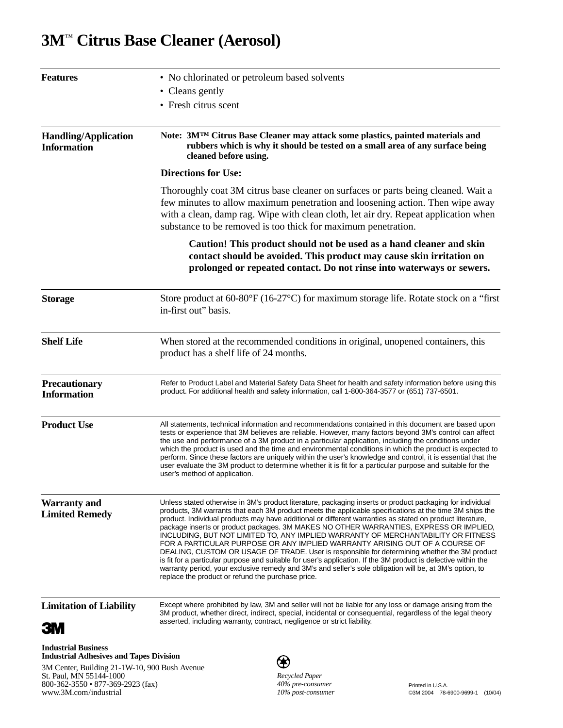# 3M™ Citrus Base Cleaner (Aerosol)

**Features**

- No chlorinated or petroleum based solvents
- Cleans gently
- Fresh citrus scent

**Handling/Application Information**

**Note: 3M™ Citrus Base Cleaner may attack some plastics, painted materials and rubbers which is why it should be tested on a small area of any surface being cleaned before using.**

**Directions for Use:**

Thoroughly coat 3M citrus base cleaner on surfaces or parts being cleaned. Wait a few minutes to allow maximum penetration and loosening action. Then wipe away with a clean, damp rag. Wipe with clean cloth, let air dry. Repeat application when substance to be removed is too thick for maximum penetration.

**Caution! This product should not be used as a hand cleaner and skin contact should be avoided. This product may cause skin irritation on prolonged or repeated contact. Do not rinse into waterways or sewers.**

**Storage**

Store product at 60-80°F (16-27°C) for maximum storage life. Rotate stock on a "first in-first out" basis.

**Shelf Life**

When stored at the recommended conditions in original, unopened containers, this product has a shelf life of 24 months.

**Precautionary Information**

Refer to Product Label and Material Safety Data Sheet for health and safety information before using this product. For additional health and safety information, call 1-800-364-3577 or (651) 737-6501.

**Product Use**

All statements, technical information and recommendations contained in this document are based upon tests or experience that 3M believes are reliable. However, many factors beyond 3M's control can affect the use and performance of a 3M product in a particular application, including the conditions under which the product is used and the time and environmental conditions in which the product is expected to perform. Since these factors are uniquely within the user's knowledge and control, it is essential that the user evaluate the 3M product to determine whether it is fit for a particular purpose and suitable for the user's method of application.

**Warranty and Limited Remedy**

Unless stated otherwise in 3M's product literature, packaging inserts or product packaging for individual products, 3M warrants that each 3M product meets the applicable specifications at the time 3M ships the product. Individual products may have additional or different warranties as stated on product literature, package inserts or product packages. 3M MAKES NO OTHER WARRANTIES, EXPRESS OR IMPLIED, INCLUDING, BUT NOT LIMITED TO, ANY IMPLIED WARRANTY OF MERCHANTABILITY OR FITNESS FOR A PARTICULAR PURPOSE OR ANY IMPLIED WARRANTY ARISING OUT OF A COURSE OF DEALING, CUSTOM OR USAGE OF TRADE. User is responsible for determining whether the 3M product is fit for a particular purpose and suitable for user's application. If the 3M product is defective within the warranty period, your exclusive remedy and 3M's and seller's sole obligation will be, at 3M's option, to replace the product or refund the purchase price.

**Limitation of Liability**

Except where prohibited by law, 3M and seller will not be liable for any loss or damage arising from the 3M product, whether direct, indirect, special, incidental or consequential, regardless of the legal theory asserted, including warranty, contract, negligence or strict liability.

**3M**

**Industrial Business**
**Industrial Adhesives and Tapes Division**

3M Center, Building 21-1W-10, 900 Bush Avenue
St. Paul, MN 55144-1000
800-362-3550 • 877-369-2923 (fax)
www.3M.com/industrial

*Recycled Paper*
*40% pre-consumer*
*10% post-consumer*

Printed in U.S.A.
©3M 2004 78-6900-9699-1 (10/04)